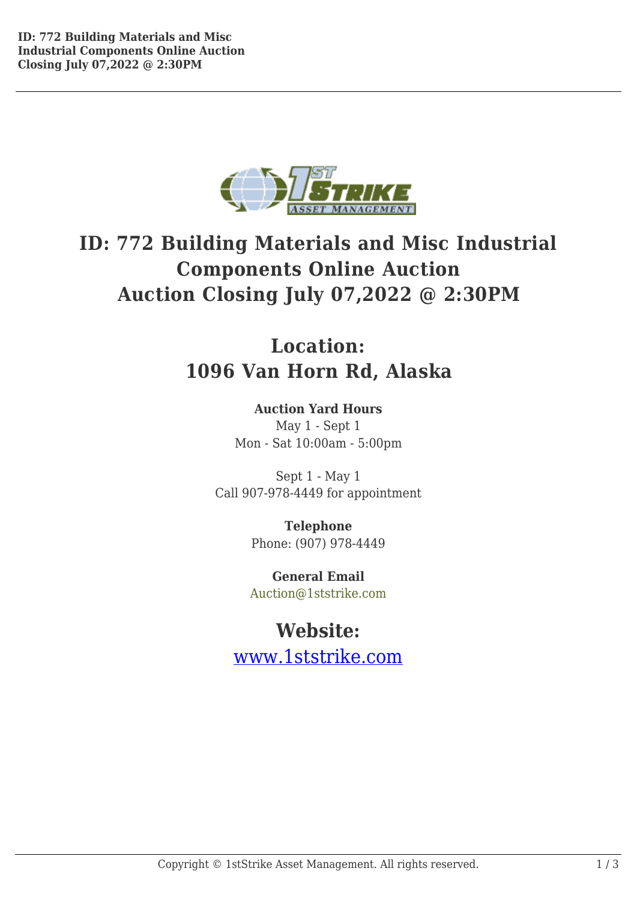# ID: 772 Building Materials and Misc Industrial Components Online Auction
# Auction Closing July 07,2022 @ 2:30PM

## Location:
## 1096 Van Horn Rd, Alaska

**Auction Yard Hours**
May 1 - Sept 1
Mon - Sat 10:00am - 5:00pm

Sept 1 - May 1
Call 907-978-4449 for appointment

**Telephone**
Phone: (907) 978-4449

**General Email**
Auction@1ststrike.com

## Website:
[www.1ststrike.com](http://www.1ststrike.com)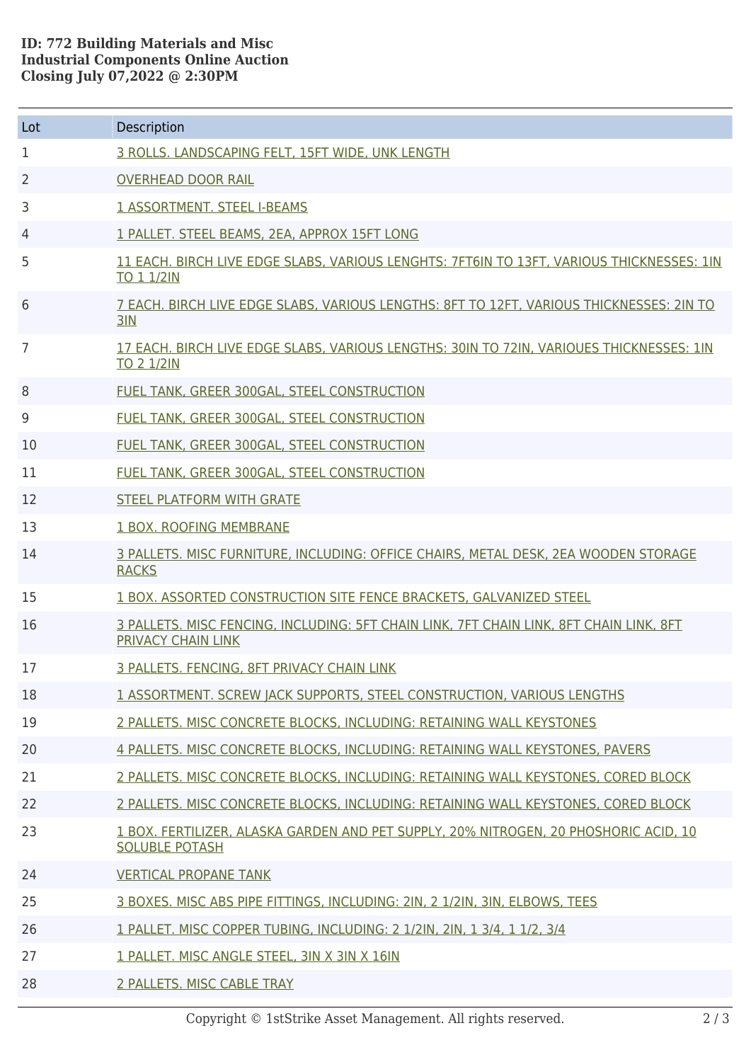**ID: 772 Building Materials and Misc Industrial Components Online Auction Closing July 07,2022 @ 2:30PM**

| Lot | Description |
|---|---|
| 1 | 3 ROLLS. LANDSCAPING FELT, 15FT WIDE, UNK LENGTH |
| 2 | OVERHEAD DOOR RAIL |
| 3 | 1 ASSORTMENT. STEEL I-BEAMS |
| 4 | 1 PALLET. STEEL BEAMS, 2EA, APPROX 15FT LONG |
| 5 | 11 EACH. BIRCH LIVE EDGE SLABS, VARIOUS LENGHTS: 7FT6IN TO 13FT, VARIOUS THICKNESSES: 1IN TO 1 1/2IN |
| 6 | 7 EACH. BIRCH LIVE EDGE SLABS, VARIOUS LENGTHS: 8FT TO 12FT, VARIOUS THICKNESSES: 2IN TO 3IN |
| 7 | 17 EACH. BIRCH LIVE EDGE SLABS, VARIOUS LENGTHS: 30IN TO 72IN, VARIOUES THICKNESSES: 1IN TO 2 1/2IN |
| 8 | FUEL TANK, GREER 300GAL, STEEL CONSTRUCTION |
| 9 | FUEL TANK, GREER 300GAL, STEEL CONSTRUCTION |
| 10 | FUEL TANK, GREER 300GAL, STEEL CONSTRUCTION |
| 11 | FUEL TANK, GREER 300GAL, STEEL CONSTRUCTION |
| 12 | STEEL PLATFORM WITH GRATE |
| 13 | 1 BOX. ROOFING MEMBRANE |
| 14 | 3 PALLETS. MISC FURNITURE, INCLUDING: OFFICE CHAIRS, METAL DESK, 2EA WOODEN STORAGE RACKS |
| 15 | 1 BOX. ASSORTED CONSTRUCTION SITE FENCE BRACKETS, GALVANIZED STEEL |
| 16 | 3 PALLETS. MISC FENCING, INCLUDING: 5FT CHAIN LINK, 7FT CHAIN LINK, 8FT CHAIN LINK, 8FT PRIVACY CHAIN LINK |
| 17 | 3 PALLETS. FENCING, 8FT PRIVACY CHAIN LINK |
| 18 | 1 ASSORTMENT. SCREW JACK SUPPORTS, STEEL CONSTRUCTION, VARIOUS LENGTHS |
| 19 | 2 PALLETS. MISC CONCRETE BLOCKS, INCLUDING: RETAINING WALL KEYSTONES |
| 20 | 4 PALLETS. MISC CONCRETE BLOCKS, INCLUDING: RETAINING WALL KEYSTONES, PAVERS |
| 21 | 2 PALLETS. MISC CONCRETE BLOCKS, INCLUDING: RETAINING WALL KEYSTONES, CORED BLOCK |
| 22 | 2 PALLETS. MISC CONCRETE BLOCKS, INCLUDING: RETAINING WALL KEYSTONES, CORED BLOCK |
| 23 | 1 BOX. FERTILIZER, ALASKA GARDEN AND PET SUPPLY, 20% NITROGEN, 20 PHOSHORIC ACID, 10 SOLUBLE POTASH |
| 24 | VERTICAL PROPANE TANK |
| 25 | 3 BOXES. MISC ABS PIPE FITTINGS, INCLUDING: 2IN, 2 1/2IN, 3IN, ELBOWS, TEES |
| 26 | 1 PALLET. MISC COPPER TUBING, INCLUDING: 2 1/2IN, 2IN, 1 3/4, 1 1/2, 3/4 |
| 27 | 1 PALLET. MISC ANGLE STEEL, 3IN X 3IN X 16IN |
| 28 | 2 PALLETS. MISC CABLE TRAY |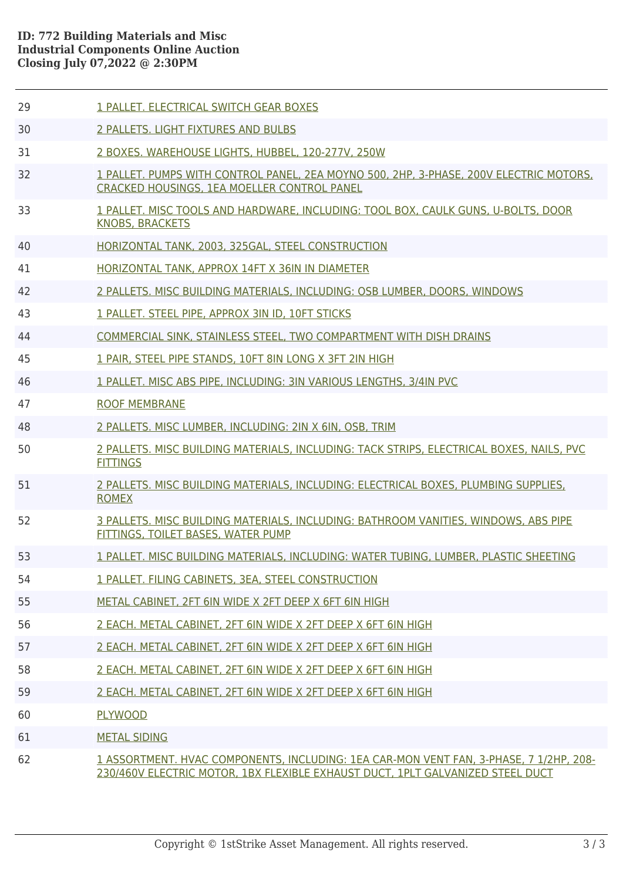**ID: 772 Building Materials and Misc Industrial Components Online Auction Closing July 07,2022 @ 2:30PM**

| | |
|---|---|
| 29 | 1 PALLET. ELECTRICAL SWITCH GEAR BOXES |
| 30 | 2 PALLETS. LIGHT FIXTURES AND BULBS |
| 31 | 2 BOXES. WAREHOUSE LIGHTS, HUBBEL, 120-277V, 250W |
| 32 | 1 PALLET. PUMPS WITH CONTROL PANEL, 2EA MOYNO 500, 2HP, 3-PHASE, 200V ELECTRIC MOTORS, CRACKED HOUSINGS, 1EA MOELLER CONTROL PANEL |
| 33 | 1 PALLET. MISC TOOLS AND HARDWARE, INCLUDING: TOOL BOX, CAULK GUNS, U-BOLTS, DOOR KNOBS, BRACKETS |
| 40 | HORIZONTAL TANK, 2003, 325GAL, STEEL CONSTRUCTION |
| 41 | HORIZONTAL TANK, APPROX 14FT X 36IN IN DIAMETER |
| 42 | 2 PALLETS. MISC BUILDING MATERIALS, INCLUDING: OSB LUMBER, DOORS, WINDOWS |
| 43 | 1 PALLET. STEEL PIPE, APPROX 3IN ID, 10FT STICKS |
| 44 | COMMERCIAL SINK, STAINLESS STEEL, TWO COMPARTMENT WITH DISH DRAINS |
| 45 | 1 PAIR, STEEL PIPE STANDS, 10FT 8IN LONG X 3FT 2IN HIGH |
| 46 | 1 PALLET. MISC ABS PIPE, INCLUDING: 3IN VARIOUS LENGTHS, 3/4IN PVC |
| 47 | ROOF MEMBRANE |
| 48 | 2 PALLETS. MISC LUMBER, INCLUDING: 2IN X 6IN, OSB, TRIM |
| 50 | 2 PALLETS. MISC BUILDING MATERIALS, INCLUDING: TACK STRIPS, ELECTRICAL BOXES, NAILS, PVC FITTINGS |
| 51 | 2 PALLETS. MISC BUILDING MATERIALS, INCLUDING: ELECTRICAL BOXES, PLUMBING SUPPLIES, ROMEX |
| 52 | 3 PALLETS. MISC BUILDING MATERIALS, INCLUDING: BATHROOM VANITIES, WINDOWS, ABS PIPE FITTINGS, TOILET BASES, WATER PUMP |
| 53 | 1 PALLET. MISC BUILDING MATERIALS, INCLUDING: WATER TUBING, LUMBER, PLASTIC SHEETING |
| 54 | 1 PALLET. FILING CABINETS, 3EA, STEEL CONSTRUCTION |
| 55 | METAL CABINET, 2FT 6IN WIDE X 2FT DEEP X 6FT 6IN HIGH |
| 56 | 2 EACH. METAL CABINET, 2FT 6IN WIDE X 2FT DEEP X 6FT 6IN HIGH |
| 57 | 2 EACH. METAL CABINET, 2FT 6IN WIDE X 2FT DEEP X 6FT 6IN HIGH |
| 58 | 2 EACH. METAL CABINET, 2FT 6IN WIDE X 2FT DEEP X 6FT 6IN HIGH |
| 59 | 2 EACH. METAL CABINET, 2FT 6IN WIDE X 2FT DEEP X 6FT 6IN HIGH |
| 60 | PLYWOOD |
| 61 | METAL SIDING |
| 62 | 1 ASSORTMENT. HVAC COMPONENTS, INCLUDING: 1EA CAR-MON VENT FAN, 3-PHASE, 7 1/2HP, 208-230/460V ELECTRIC MOTOR, 1BX FLEXIBLE EXHAUST DUCT, 1PLT GALVANIZED STEEL DUCT |

Copyright © 1stStrike Asset Management. All rights reserved.